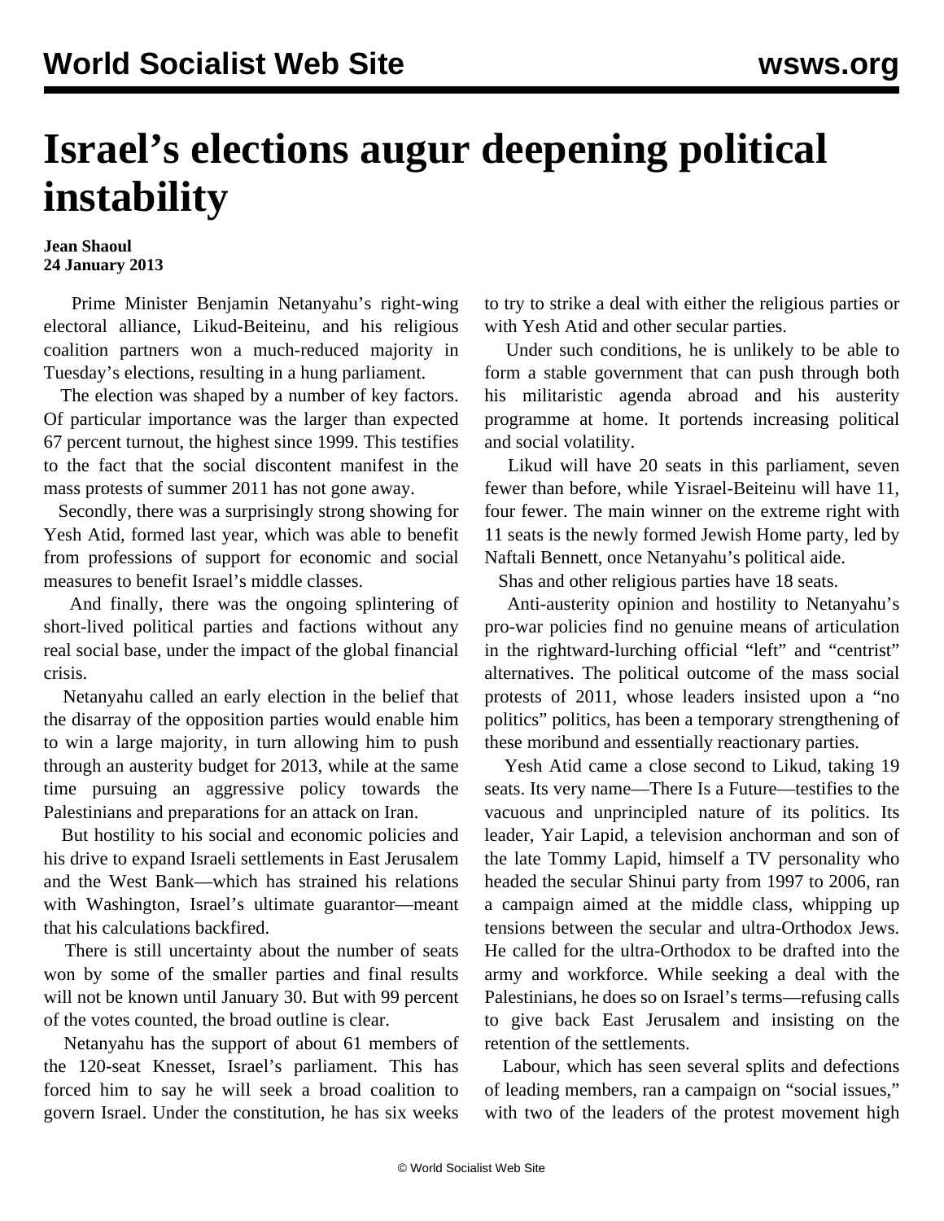# Israel's elections augur deepening political instability

**Jean Shaoul**
**24 January 2013**

Prime Minister Benjamin Netanyahu's right-wing electoral alliance, Likud-Beiteinu, and his religious coalition partners won a much-reduced majority in Tuesday's elections, resulting in a hung parliament.

The election was shaped by a number of key factors. Of particular importance was the larger than expected 67 percent turnout, the highest since 1999. This testifies to the fact that the social discontent manifest in the mass protests of summer 2011 has not gone away.

Secondly, there was a surprisingly strong showing for Yesh Atid, formed last year, which was able to benefit from professions of support for economic and social measures to benefit Israel's middle classes.

And finally, there was the ongoing splintering of short-lived political parties and factions without any real social base, under the impact of the global financial crisis.

Netanyahu called an early election in the belief that the disarray of the opposition parties would enable him to win a large majority, in turn allowing him to push through an austerity budget for 2013, while at the same time pursuing an aggressive policy towards the Palestinians and preparations for an attack on Iran.

But hostility to his social and economic policies and his drive to expand Israeli settlements in East Jerusalem and the West Bank—which has strained his relations with Washington, Israel's ultimate guarantor—meant that his calculations backfired.

There is still uncertainty about the number of seats won by some of the smaller parties and final results will not be known until January 30. But with 99 percent of the votes counted, the broad outline is clear.

Netanyahu has the support of about 61 members of the 120-seat Knesset, Israel's parliament. This has forced him to say he will seek a broad coalition to govern Israel. Under the constitution, he has six weeks to try to strike a deal with either the religious parties or with Yesh Atid and other secular parties.

Under such conditions, he is unlikely to be able to form a stable government that can push through both his militaristic agenda abroad and his austerity programme at home. It portends increasing political and social volatility.

Likud will have 20 seats in this parliament, seven fewer than before, while Yisrael-Beiteinu will have 11, four fewer. The main winner on the extreme right with 11 seats is the newly formed Jewish Home party, led by Naftali Bennett, once Netanyahu's political aide.

Shas and other religious parties have 18 seats.

Anti-austerity opinion and hostility to Netanyahu's pro-war policies find no genuine means of articulation in the rightward-lurching official "left" and "centrist" alternatives. The political outcome of the mass social protests of 2011, whose leaders insisted upon a "no politics" politics, has been a temporary strengthening of these moribund and essentially reactionary parties.

Yesh Atid came a close second to Likud, taking 19 seats. Its very name—There Is a Future—testifies to the vacuous and unprincipled nature of its politics. Its leader, Yair Lapid, a television anchorman and son of the late Tommy Lapid, himself a TV personality who headed the secular Shinui party from 1997 to 2006, ran a campaign aimed at the middle class, whipping up tensions between the secular and ultra-Orthodox Jews. He called for the ultra-Orthodox to be drafted into the army and workforce. While seeking a deal with the Palestinians, he does so on Israel's terms—refusing calls to give back East Jerusalem and insisting on the retention of the settlements.

Labour, which has seen several splits and defections of leading members, ran a campaign on "social issues," with two of the leaders of the protest movement high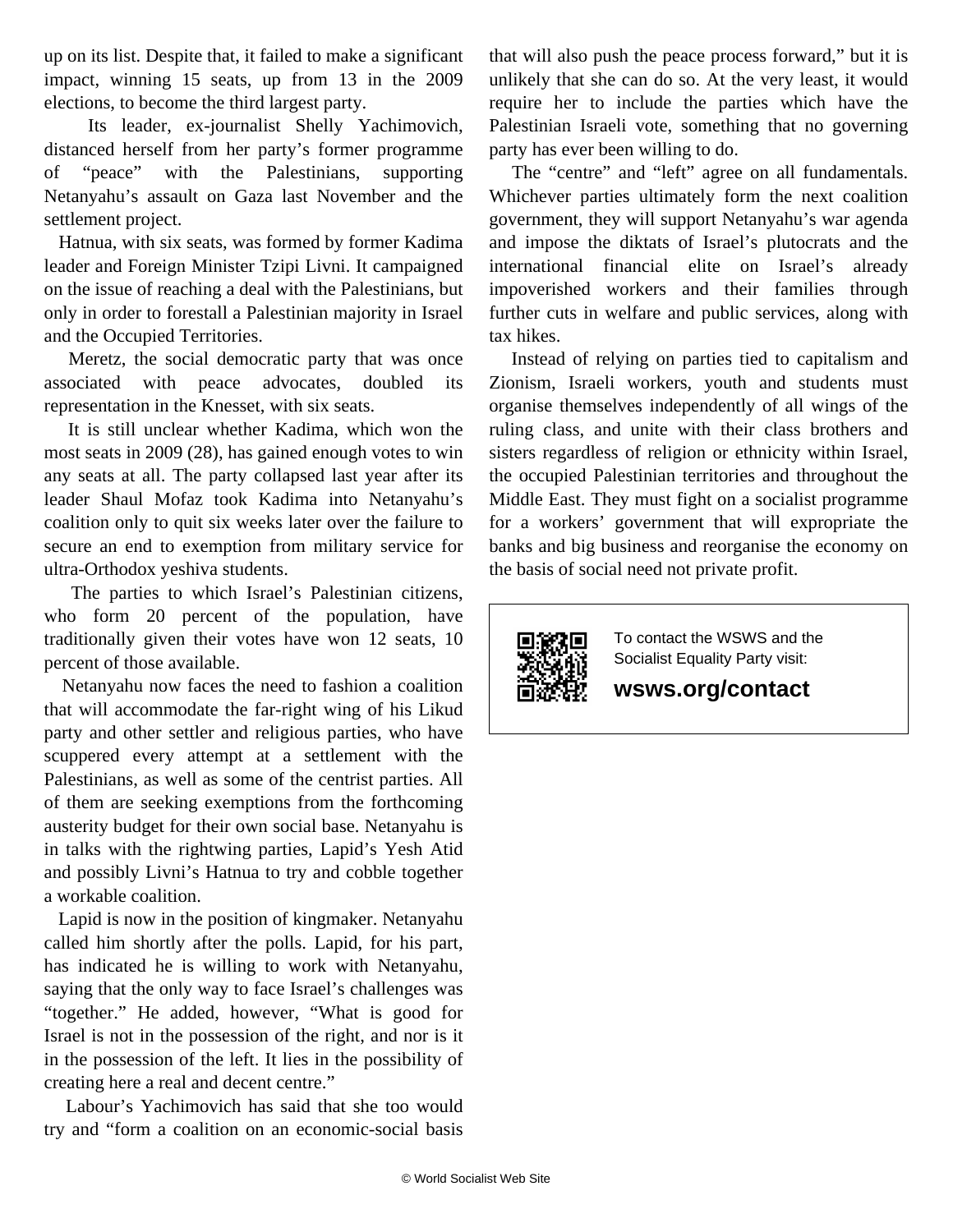up on its list. Despite that, it failed to make a significant impact, winning 15 seats, up from 13 in the 2009 elections, to become the third largest party.

Its leader, ex-journalist Shelly Yachimovich, distanced herself from her party's former programme of "peace" with the Palestinians, supporting Netanyahu's assault on Gaza last November and the settlement project.

Hatnua, with six seats, was formed by former Kadima leader and Foreign Minister Tzipi Livni. It campaigned on the issue of reaching a deal with the Palestinians, but only in order to forestall a Palestinian majority in Israel and the Occupied Territories.

Meretz, the social democratic party that was once associated with peace advocates, doubled its representation in the Knesset, with six seats.

It is still unclear whether Kadima, which won the most seats in 2009 (28), has gained enough votes to win any seats at all. The party collapsed last year after its leader Shaul Mofaz took Kadima into Netanyahu's coalition only to quit six weeks later over the failure to secure an end to exemption from military service for ultra-Orthodox yeshiva students.

The parties to which Israel's Palestinian citizens, who form 20 percent of the population, have traditionally given their votes have won 12 seats, 10 percent of those available.

Netanyahu now faces the need to fashion a coalition that will accommodate the far-right wing of his Likud party and other settler and religious parties, who have scuppered every attempt at a settlement with the Palestinians, as well as some of the centrist parties. All of them are seeking exemptions from the forthcoming austerity budget for their own social base. Netanyahu is in talks with the rightwing parties, Lapid's Yesh Atid and possibly Livni's Hatnua to try and cobble together a workable coalition.

Lapid is now in the position of kingmaker. Netanyahu called him shortly after the polls. Lapid, for his part, has indicated he is willing to work with Netanyahu, saying that the only way to face Israel's challenges was "together." He added, however, "What is good for Israel is not in the possession of the right, and nor is it in the possession of the left. It lies in the possibility of creating here a real and decent centre."

Labour's Yachimovich has said that she too would try and "form a coalition on an economic-social basis that will also push the peace process forward," but it is unlikely that she can do so. At the very least, it would require her to include the parties which have the Palestinian Israeli vote, something that no governing party has ever been willing to do.

The "centre" and "left" agree on all fundamentals. Whichever parties ultimately form the next coalition government, they will support Netanyahu's war agenda and impose the diktats of Israel's plutocrats and the international financial elite on Israel's already impoverished workers and their families through further cuts in welfare and public services, along with tax hikes.

Instead of relying on parties tied to capitalism and Zionism, Israeli workers, youth and students must organise themselves independently of all wings of the ruling class, and unite with their class brothers and sisters regardless of religion or ethnicity within Israel, the occupied Palestinian territories and throughout the Middle East. They must fight on a socialist programme for a workers' government that will expropriate the banks and big business and reorganise the economy on the basis of social need not private profit.

To contact the WSWS and the Socialist Equality Party visit:

**wsws.org/contact**